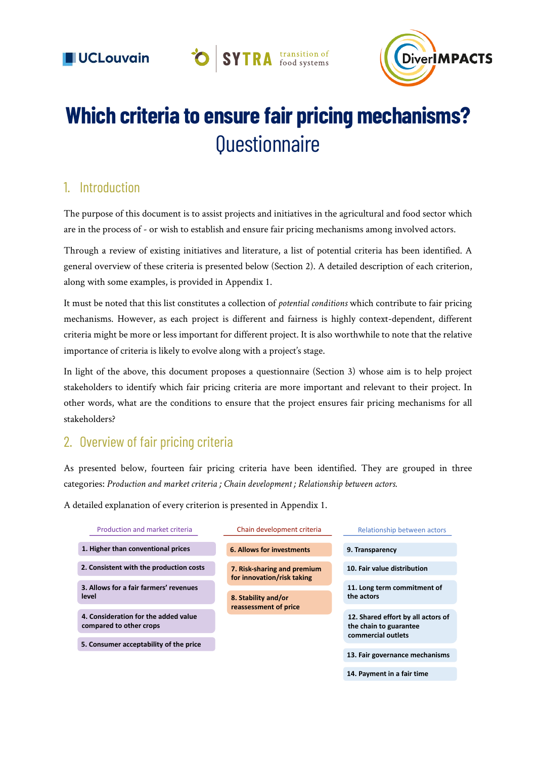# Which criteria to ensure fair pricing mechanisms?

## Questionnaire

## 1. Introduction

The purpose of this document is to assist projects and initiatives in the agricultural and food sector which are in the process of - or wish to establish and ensure fair pricing mechanisms among involved actors.

Through a review of existing initiatives and literature, a list of potential criteria has been identified. A general overview of these criteria is presented below (Section 2). A detailed description of each criterion, along with some examples, is provided in Appendix 1.

It must be noted that this list constitutes a collection of *potential conditions* which contribute to fair pricing mechanisms. However, as each project is different and fairness is highly context-dependent, different criteria might be more or less important for different project. It is also worthwhile to note that the relative importance of criteria is likely to evolve along with a project's stage.

In light of the above, this document proposes a questionnaire (Section 3) whose aim is to help project stakeholders to identify which fair pricing criteria are more important and relevant to their project. In other words, what are the conditions to ensure that the project ensures fair pricing mechanisms for all stakeholders?

## 2. Overview of fair pricing criteria

As presented below, fourteen fair pricing criteria have been identified. They are grouped in three categories: *Production and market criteria ; Chain development ; Relationship between actors.*

A detailed explanation of every criterion is presented in Appendix 1.

| Production and market criteria | Chain development criteria | Relationship between actors |
|---|---|---|
| **1. Higher than conventional prices** | **6. Allows for investments** | **9. Transparency** |
| **2. Consistent with the production costs** | **7. Risk-sharing and premium for innovation/risk taking** | **10. Fair value distribution** |
| **3. Allows for a fair farmers' revenues level** | **8. Stability and/or reassessment of price** | **11. Long term commitment of the actors** |
| **4. Consideration for the added value compared to other crops** | | **12. Shared effort by all actors of the chain to guarantee commercial outlets** |
| **5. Consumer acceptability of the price** | | **13. Fair governance mechanisms** |
| | | **14. Payment in a fair time** |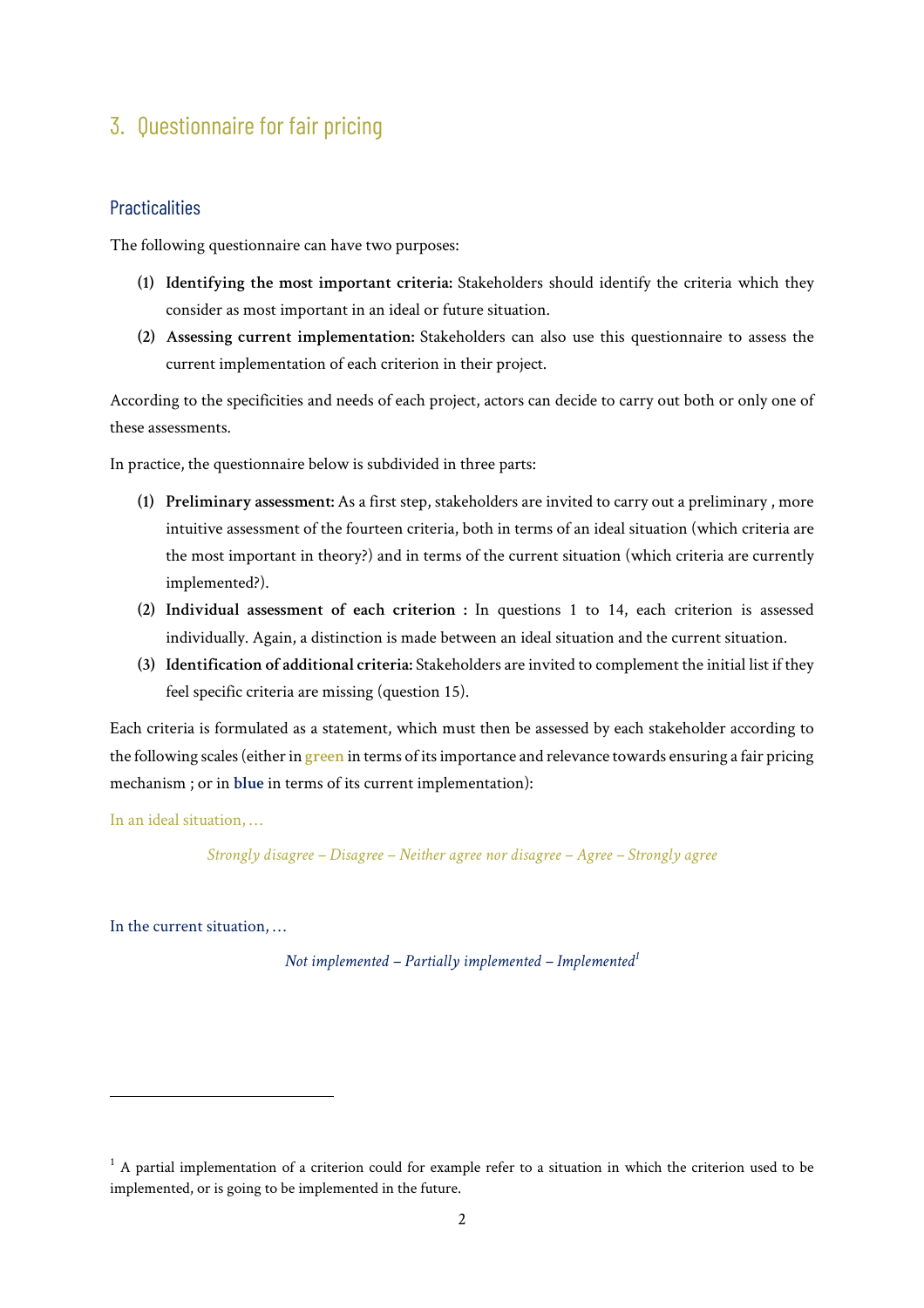## 3. Questionnaire for fair pricing

### Practicalities

The following questionnaire can have two purposes:

(1) **Identifying the most important criteria:** Stakeholders should identify the criteria which they consider as most important in an ideal or future situation.
(2) **Assessing current implementation:** Stakeholders can also use this questionnaire to assess the current implementation of each criterion in their project.

According to the specificities and needs of each project, actors can decide to carry out both or only one of these assessments.

In practice, the questionnaire below is subdivided in three parts:

(1) **Preliminary assessment:** As a first step, stakeholders are invited to carry out a preliminary , more intuitive assessment of the fourteen criteria, both in terms of an ideal situation (which criteria are the most important in theory?) and in terms of the current situation (which criteria are currently implemented?).
(2) **Individual assessment of each criterion :** In questions 1 to 14, each criterion is assessed individually. Again, a distinction is made between an ideal situation and the current situation.
(3) **Identification of additional criteria:** Stakeholders are invited to complement the initial list if they feel specific criteria are missing (question 15).

Each criteria is formulated as a statement, which must then be assessed by each stakeholder according to the following scales (either in **green** in terms of its importance and relevance towards ensuring a fair pricing mechanism ; or in **blue** in terms of its current implementation):

In an ideal situation, …

*Strongly disagree – Disagree – Neither agree nor disagree – Agree – Strongly agree*

In the current situation, …

*Not implemented – Partially implemented – Implemented*[1]

[1] A partial implementation of a criterion could for example refer to a situation in which the criterion used to be implemented, or is going to be implemented in the future.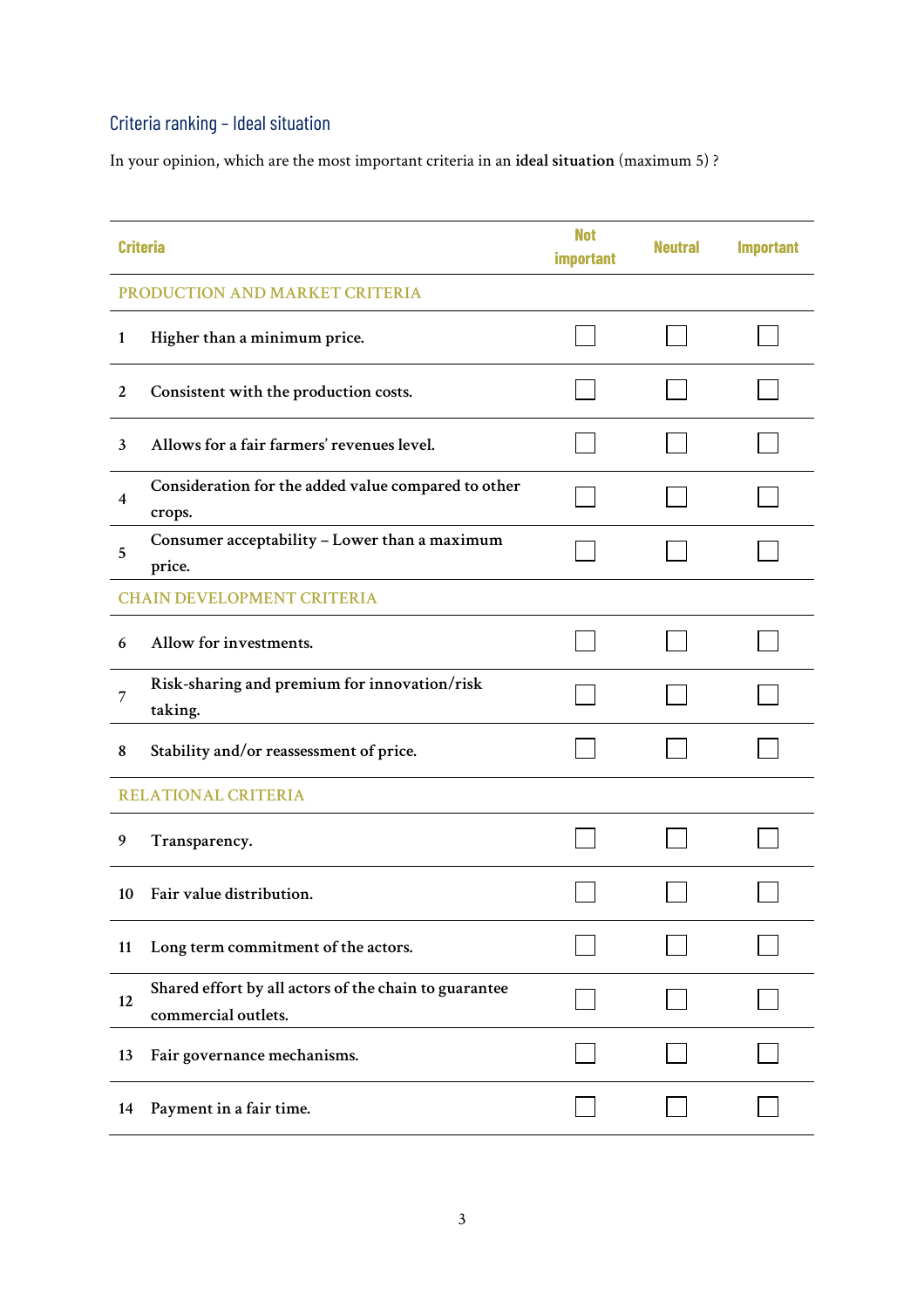## Criteria ranking – Ideal situation

In your opinion, which are the most important criteria in an **ideal situation** (maximum 5) ?

| | Criteria | Not important | Neutral | Important |
|---|---|---|---|---|
| | PRODUCTION AND MARKET CRITERIA | | | |
| 1 | Higher than a minimum price. | ☐ | ☐ | ☐ |
| 2 | Consistent with the production costs. | ☐ | ☐ | ☐ |
| 3 | Allows for a fair farmers' revenues level. | ☐ | ☐ | ☐ |
| 4 | Consideration for the added value compared to other crops. | ☐ | ☐ | ☐ |
| 5 | Consumer acceptability – Lower than a maximum price. | ☐ | ☐ | ☐ |
| | CHAIN DEVELOPMENT CRITERIA | | | |
| 6 | Allow for investments. | ☐ | ☐ | ☐ |
| 7 | Risk-sharing and premium for innovation/risk taking. | ☐ | ☐ | ☐ |
| 8 | Stability and/or reassessment of price. | ☐ | ☐ | ☐ |
| | RELATIONAL CRITERIA | | | |
| 9 | Transparency. | ☐ | ☐ | ☐ |
| 10 | Fair value distribution. | ☐ | ☐ | ☐ |
| 11 | Long term commitment of the actors. | ☐ | ☐ | ☐ |
| 12 | Shared effort by all actors of the chain to guarantee commercial outlets. | ☐ | ☐ | ☐ |
| 13 | Fair governance mechanisms. | ☐ | ☐ | ☐ |
| 14 | Payment in a fair time. | ☐ | ☐ | ☐ |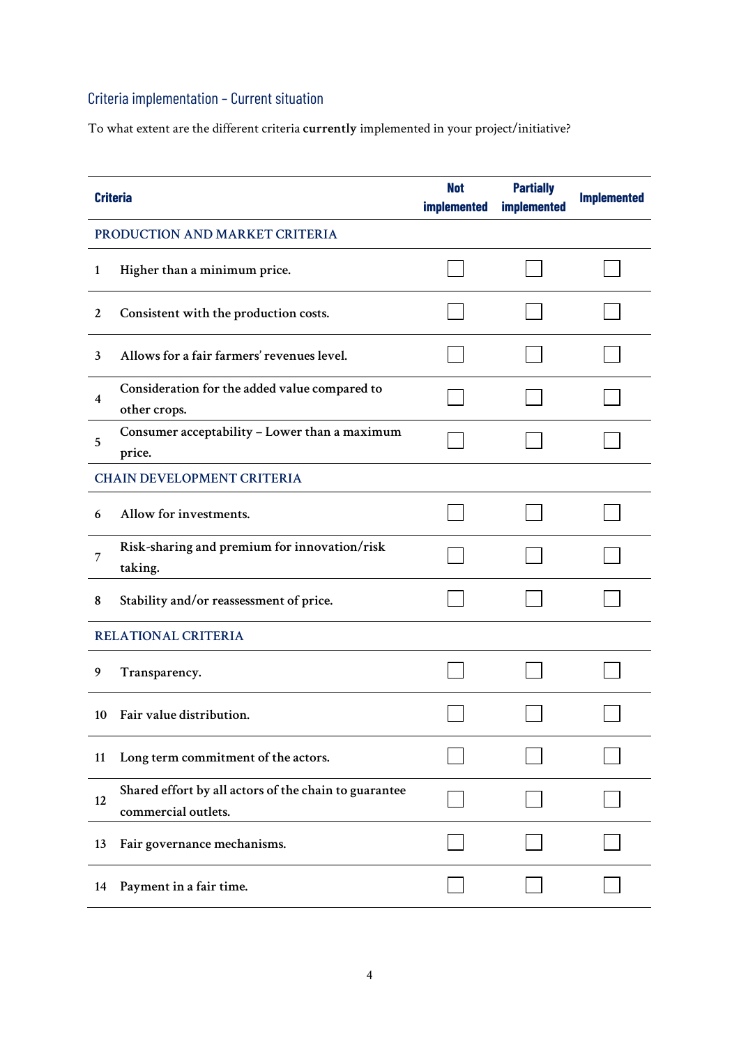## Criteria implementation – Current situation

To what extent are the different criteria **currently** implemented in your project/initiative?

| | Criteria | Not implemented | Partially implemented | Implemented |
|---|---|---|---|---|
| | PRODUCTION AND MARKET CRITERIA | | | |
| 1 | Higher than a minimum price. | ☐ | ☐ | ☐ |
| 2 | Consistent with the production costs. | ☐ | ☐ | ☐ |
| 3 | Allows for a fair farmers' revenues level. | ☐ | ☐ | ☐ |
| 4 | Consideration for the added value compared to other crops. | ☐ | ☐ | ☐ |
| 5 | Consumer acceptability – Lower than a maximum price. | ☐ | ☐ | ☐ |
| | CHAIN DEVELOPMENT CRITERIA | | | |
| 6 | Allow for investments. | ☐ | ☐ | ☐ |
| 7 | Risk-sharing and premium for innovation/risk taking. | ☐ | ☐ | ☐ |
| 8 | Stability and/or reassessment of price. | ☐ | ☐ | ☐ |
| | RELATIONAL CRITERIA | | | |
| 9 | Transparency. | ☐ | ☐ | ☐ |
| 10 | Fair value distribution. | ☐ | ☐ | ☐ |
| 11 | Long term commitment of the actors. | ☐ | ☐ | ☐ |
| 12 | Shared effort by all actors of the chain to guarantee commercial outlets. | ☐ | ☐ | ☐ |
| 13 | Fair governance mechanisms. | ☐ | ☐ | ☐ |
| 14 | Payment in a fair time. | ☐ | ☐ | ☐ |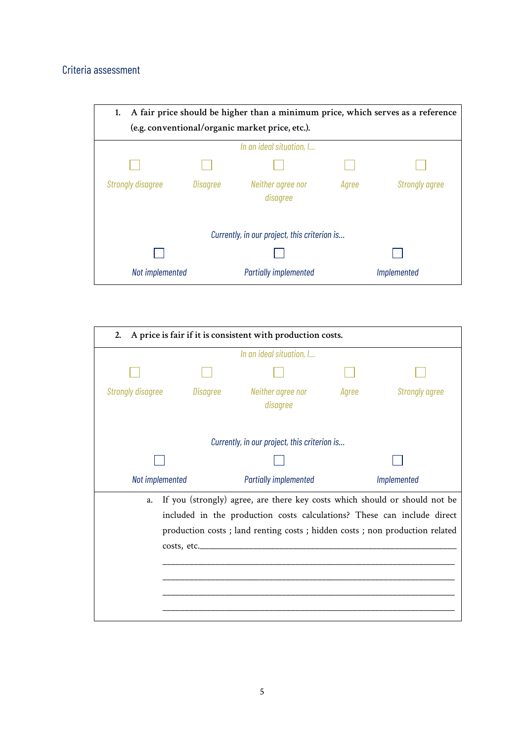## Criteria assessment

**1. A fair price should be higher than a minimum price, which serves as a reference (e.g. conventional/organic market price, etc.).**

*In an ideal situation, I…*

☐ *Strongly disagree* ☐ *Disagree* ☐ *Neither agree nor disagree* ☐ *Agree* ☐ *Strongly agree*

*Currently, in our project, this criterion is…*

☐ *Not implemented* ☐ *Partially implemented* ☐ *Implemented*

**2. A price is fair if it is consistent with production costs.**

*In an ideal situation, I…*

☐ *Strongly disagree* ☐ *Disagree* ☐ *Neither agree nor disagree* ☐ *Agree* ☐ *Strongly agree*

*Currently, in our project, this criterion is…*

☐ *Not implemented* ☐ *Partially implemented* ☐ *Implemented*

a. If you (strongly) agree, are there key costs which should or should not be included in the production costs calculations? These can include direct production costs ; land renting costs ; hidden costs ; non production related costs, etc.________________________________________________________________

________________________________________________________________

________________________________________________________________

________________________________________________________________

________________________________________________________________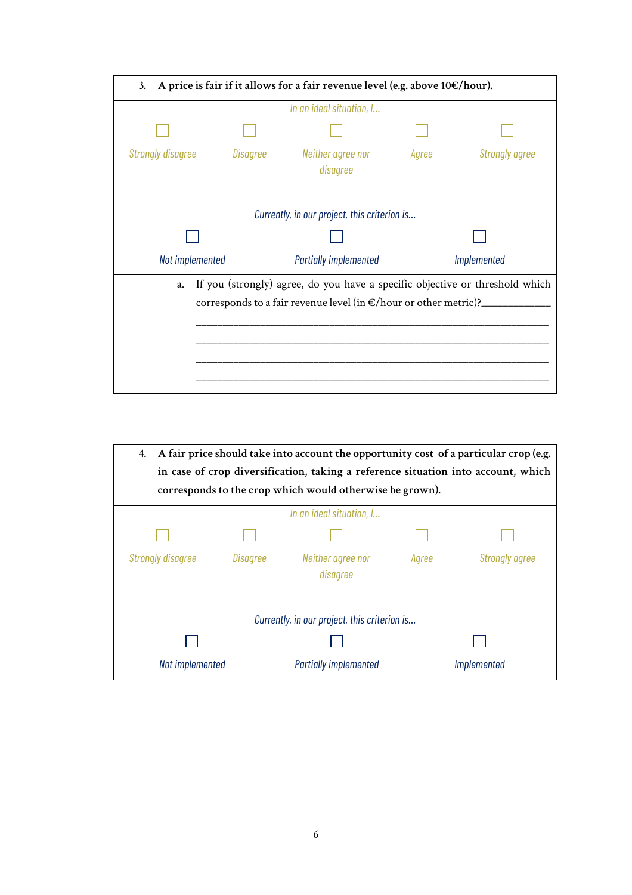**3. A price is fair if it allows for a fair revenue level (e.g. above 10€/hour).**

*In an ideal situation, I…*

| ☐ | ☐ | ☐ | ☐ | ☐ |
|---|---|---|---|---|
| *Strongly disagree* | *Disagree* | *Neither agree nor disagree* | *Agree* | *Strongly agree* |

*Currently, in our project, this criterion is…*

| ☐ | ☐ | ☐ |
|---|---|---|
| *Not implemented* | *Partially implemented* | *Implemented* |

a. If you (strongly) agree, do you have a specific objective or threshold which corresponds to a fair revenue level (in €/hour or other metric)?____________

___________________________________________________________________

___________________________________________________________________

___________________________________________________________________

___________________________________________________________________

**4. A fair price should take into account the opportunity cost of a particular crop (e.g. in case of crop diversification, taking a reference situation into account, which corresponds to the crop which would otherwise be grown).**

*In an ideal situation, I…*

| ☐ | ☐ | ☐ | ☐ | ☐ |
|---|---|---|---|---|
| *Strongly disagree* | *Disagree* | *Neither agree nor disagree* | *Agree* | *Strongly agree* |

*Currently, in our project, this criterion is…*

| ☐ | ☐ | ☐ |
|---|---|---|
| *Not implemented* | *Partially implemented* | *Implemented* |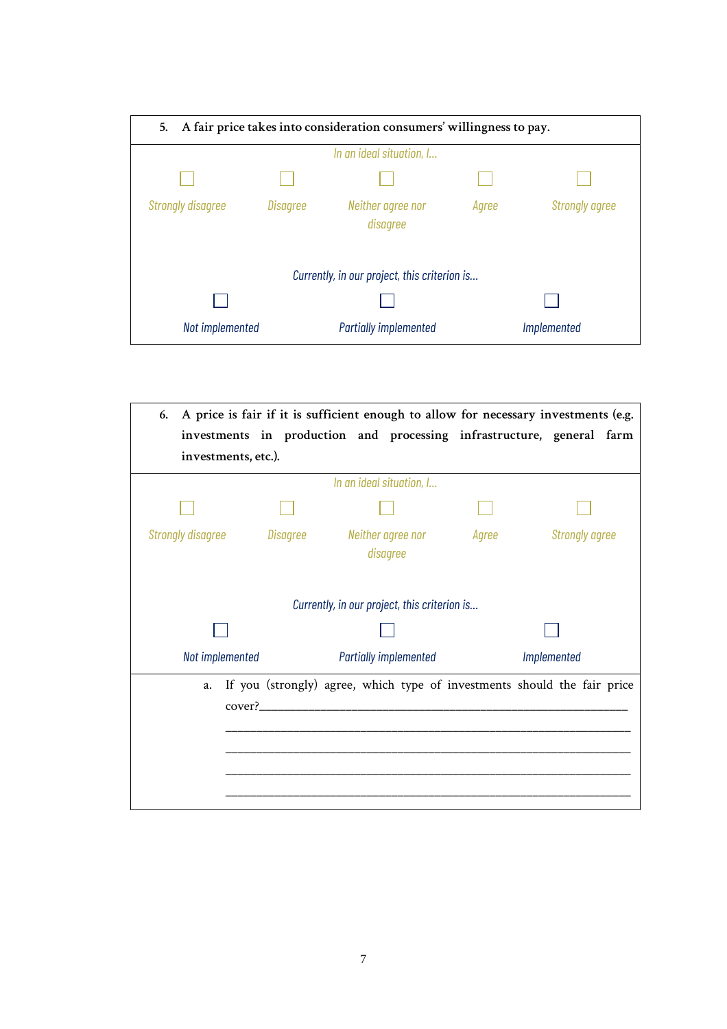**5. A fair price takes into consideration consumers' willingness to pay.**

*In an ideal situation, I...*

☐ *Strongly disagree* ☐ *Disagree* ☐ *Neither agree nor disagree* ☐ *Agree* ☐ *Strongly agree*

*Currently, in our project, this criterion is...*

☐ *Not implemented* ☐ *Partially implemented* ☐ *Implemented*

**6. A price is fair if it is sufficient enough to allow for necessary investments (e.g. investments in production and processing infrastructure, general farm investments, etc.).**

*In an ideal situation, I...*

☐ *Strongly disagree* ☐ *Disagree* ☐ *Neither agree nor disagree* ☐ *Agree* ☐ *Strongly agree*

*Currently, in our project, this criterion is...*

☐ *Not implemented* ☐ *Partially implemented* ☐ *Implemented*

a. If you (strongly) agree, which type of investments should the fair price cover?\_\_\_\_\_\_\_\_\_\_\_\_\_\_\_\_\_\_\_\_\_\_\_\_\_\_\_\_\_\_\_\_\_\_\_\_\_\_\_\_\_\_\_\_\_\_\_\_\_\_\_\_\_\_

\_\_\_\_\_\_\_\_\_\_\_\_\_\_\_\_\_\_\_\_\_\_\_\_\_\_\_\_\_\_\_\_\_\_\_\_\_\_\_\_\_\_\_\_\_\_\_\_\_\_\_\_\_\_\_\_\_\_\_\_

\_\_\_\_\_\_\_\_\_\_\_\_\_\_\_\_\_\_\_\_\_\_\_\_\_\_\_\_\_\_\_\_\_\_\_\_\_\_\_\_\_\_\_\_\_\_\_\_\_\_\_\_\_\_\_\_\_\_\_\_

\_\_\_\_\_\_\_\_\_\_\_\_\_\_\_\_\_\_\_\_\_\_\_\_\_\_\_\_\_\_\_\_\_\_\_\_\_\_\_\_\_\_\_\_\_\_\_\_\_\_\_\_\_\_\_\_\_\_\_\_

\_\_\_\_\_\_\_\_\_\_\_\_\_\_\_\_\_\_\_\_\_\_\_\_\_\_\_\_\_\_\_\_\_\_\_\_\_\_\_\_\_\_\_\_\_\_\_\_\_\_\_\_\_\_\_\_\_\_\_\_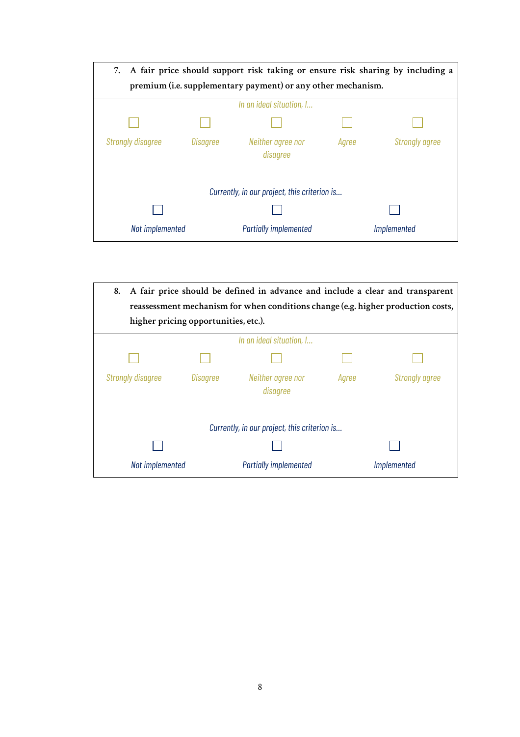| 7. **A fair price should support risk taking or ensure risk sharing by including a premium (i.e. supplementary payment) or any other mechanism.** | | | | |
|---|---|---|---|---|
| | | *In an ideal situation, I…* | | |
| ☐ *Strongly disagree* | ☐ *Disagree* | ☐ *Neither agree nor disagree* | ☐ *Agree* | ☐ *Strongly agree* |
| | | *Currently, in our project, this criterion is…* | | |
| ☐ *Not implemented* | | ☐ *Partially implemented* | | ☐ *Implemented* |

| 8. **A fair price should be defined in advance and include a clear and transparent reassessment mechanism for when conditions change (e.g. higher production costs, higher pricing opportunities, etc.).** | | | | |
|---|---|---|---|---|
| | | *In an ideal situation, I…* | | |
| ☐ *Strongly disagree* | ☐ *Disagree* | ☐ *Neither agree nor disagree* | ☐ *Agree* | ☐ *Strongly agree* |
| | | *Currently, in our project, this criterion is…* | | |
| ☐ *Not implemented* | | ☐ *Partially implemented* | | ☐ *Implemented* |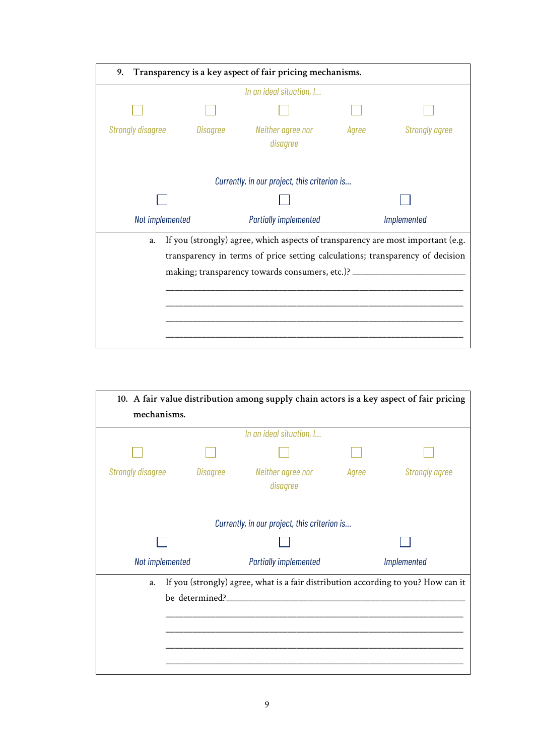**9. Transparency is a key aspect of fair pricing mechanisms.**

*In an ideal situation, I…*

☐ *Strongly disagree* ☐ *Disagree* ☐ *Neither agree nor disagree* ☐ *Agree* ☐ *Strongly agree*

*Currently, in our project, this criterion is…*

☐ *Not implemented* ☐ *Partially implemented* ☐ *Implemented*

a. If you (strongly) agree, which aspects of transparency are most important (e.g. transparency in terms of price setting calculations; transparency of decision making; transparency towards consumers, etc.)? ________________________

_____________________________________________________________________

_____________________________________________________________________

_____________________________________________________________________

_____________________________________________________________________

**10. A fair value distribution among supply chain actors is a key aspect of fair pricing mechanisms.**

*In an ideal situation, I…*

☐ *Strongly disagree* ☐ *Disagree* ☐ *Neither agree nor disagree* ☐ *Agree* ☐ *Strongly agree*

*Currently, in our project, this criterion is…*

☐ *Not implemented* ☐ *Partially implemented* ☐ *Implemented*

a. If you (strongly) agree, what is a fair distribution according to you? How can it be determined?______________________________________________________

_____________________________________________________________________

_____________________________________________________________________

_____________________________________________________________________

_____________________________________________________________________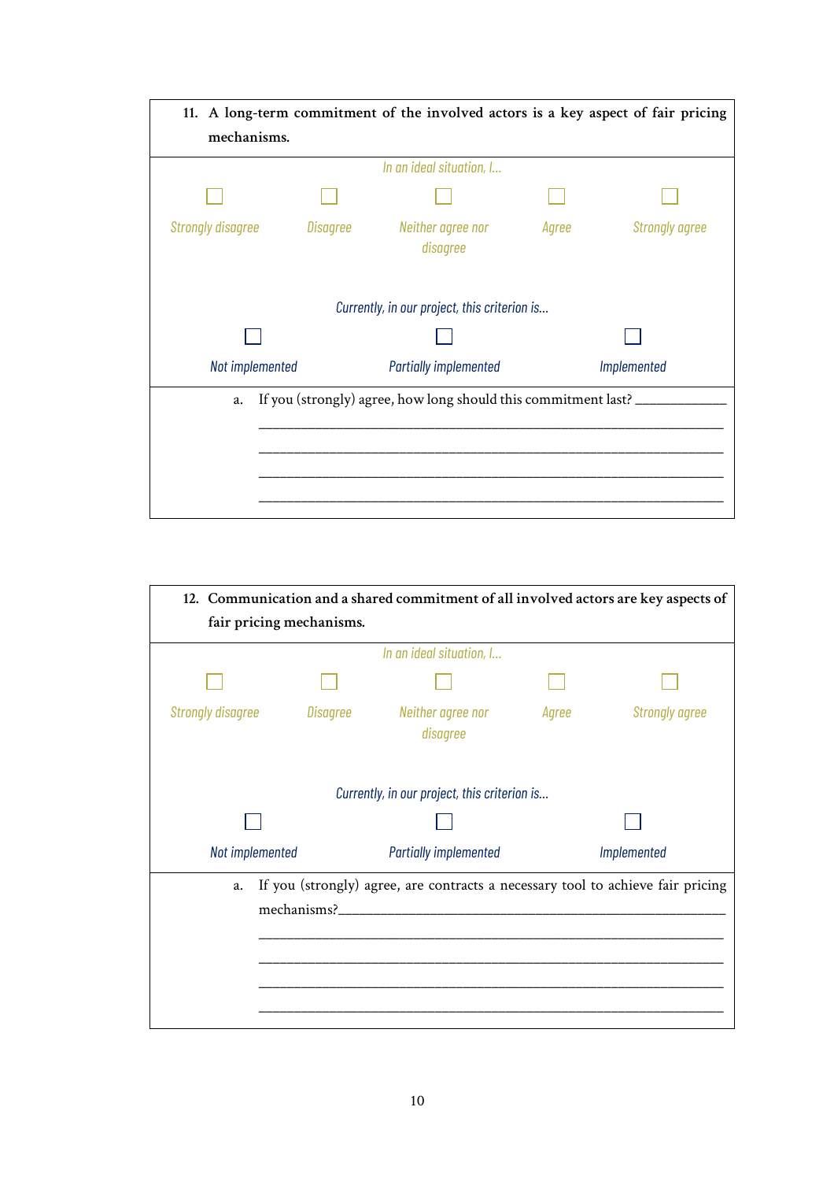**11. A long-term commitment of the involved actors is a key aspect of fair pricing mechanisms.**

*In an ideal situation, I…*

☐ *Strongly disagree* ☐ *Disagree* ☐ *Neither agree nor disagree* ☐ *Agree* ☐ *Strongly agree*

*Currently, in our project, this criterion is…*

☐ *Not implemented* ☐ *Partially implemented* ☐ *Implemented*

a. If you (strongly) agree, how long should this commitment last? _______________

___________________________________________________________________________

___________________________________________________________________________

___________________________________________________________________________

___________________________________________________________________________

**12. Communication and a shared commitment of all involved actors are key aspects of fair pricing mechanisms.**

*In an ideal situation, I…*

☐ *Strongly disagree* ☐ *Disagree* ☐ *Neither agree nor disagree* ☐ *Agree* ☐ *Strongly agree*

*Currently, in our project, this criterion is…*

☐ *Not implemented* ☐ *Partially implemented* ☐ *Implemented*

a. If you (strongly) agree, are contracts a necessary tool to achieve fair pricing mechanisms?___________________________________________________________

___________________________________________________________________________

___________________________________________________________________________

___________________________________________________________________________

___________________________________________________________________________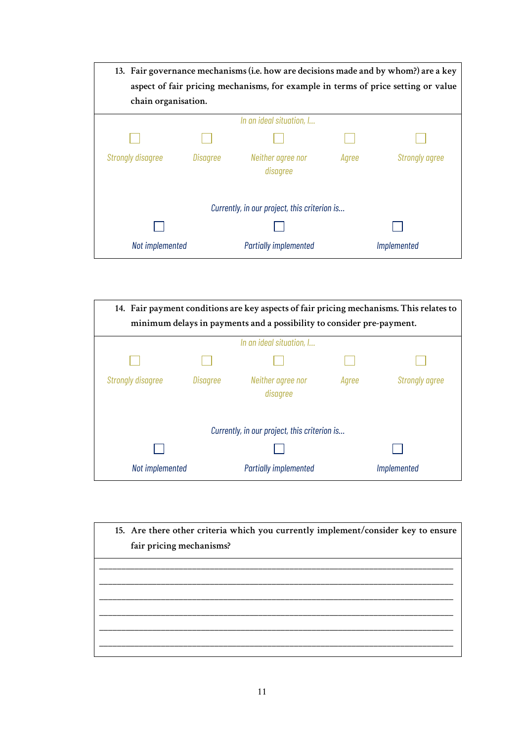**13. Fair governance mechanisms (i.e. how are decisions made and by whom?) are a key aspect of fair pricing mechanisms, for example in terms of price setting or value chain organisation.**

*In an ideal situation, I…*

- [ ] *Strongly disagree*
- [ ] *Disagree*
- [ ] *Neither agree nor disagree*
- [ ] *Agree*
- [ ] *Strongly agree*

*Currently, in our project, this criterion is…*

- [ ] *Not implemented*
- [ ] *Partially implemented*
- [ ] *Implemented*

**14. Fair payment conditions are key aspects of fair pricing mechanisms. This relates to minimum delays in payments and a possibility to consider pre-payment.**

*In an ideal situation, I…*

- [ ] *Strongly disagree*
- [ ] *Disagree*
- [ ] *Neither agree nor disagree*
- [ ] *Agree*
- [ ] *Strongly agree*

*Currently, in our project, this criterion is…*

- [ ] *Not implemented*
- [ ] *Partially implemented*
- [ ] *Implemented*

**15. Are there other criteria which you currently implement/consider key to ensure fair pricing mechanisms?**

______________________________________________________________________________

______________________________________________________________________________

______________________________________________________________________________

______________________________________________________________________________

______________________________________________________________________________

______________________________________________________________________________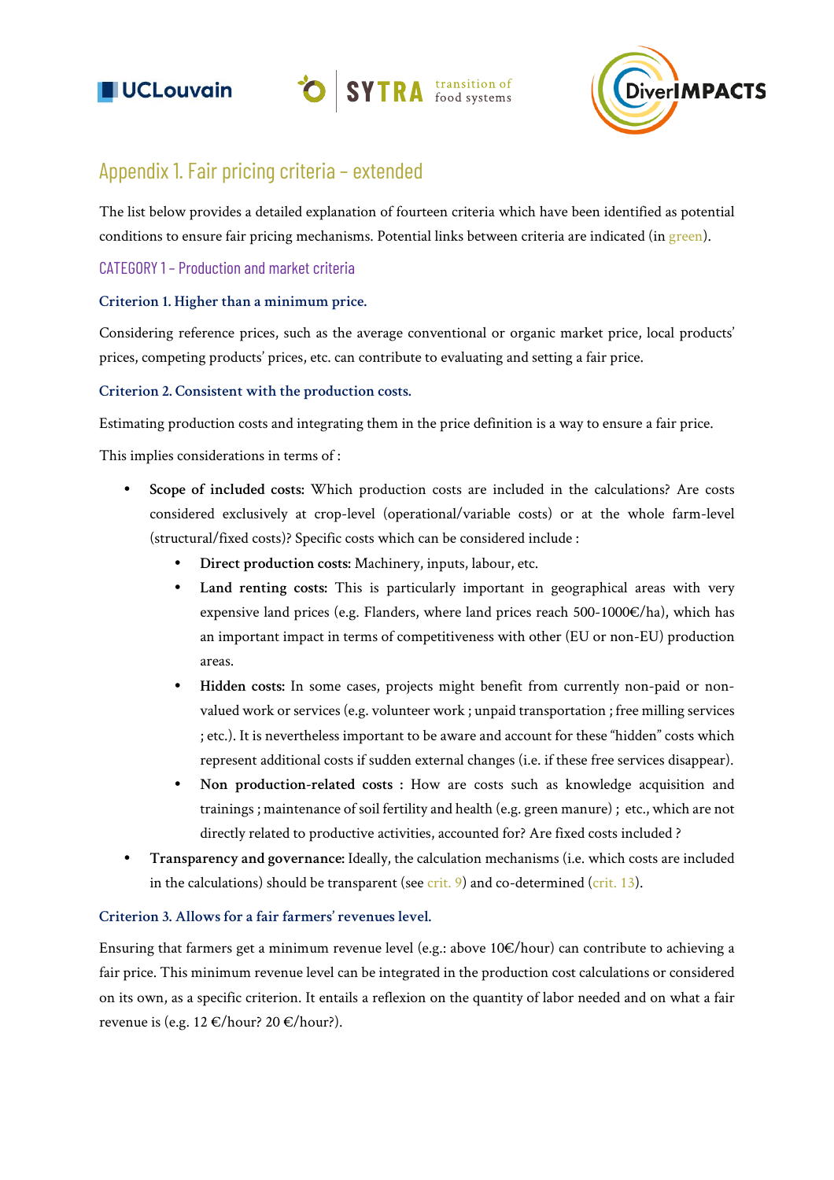# Appendix 1. Fair pricing criteria – extended

The list below provides a detailed explanation of fourteen criteria which have been identified as potential conditions to ensure fair pricing mechanisms. Potential links between criteria are indicated (in green).

## CATEGORY 1 – Production and market criteria

### Criterion 1. Higher than a minimum price.

Considering reference prices, such as the average conventional or organic market price, local products' prices, competing products' prices, etc. can contribute to evaluating and setting a fair price.

### Criterion 2. Consistent with the production costs.

Estimating production costs and integrating them in the price definition is a way to ensure a fair price.

This implies considerations in terms of :

- **Scope of included costs:** Which production costs are included in the calculations? Are costs considered exclusively at crop-level (operational/variable costs) or at the whole farm-level (structural/fixed costs)? Specific costs which can be considered include :
  - **Direct production costs:** Machinery, inputs, labour, etc.
  - **Land renting costs:** This is particularly important in geographical areas with very expensive land prices (e.g. Flanders, where land prices reach 500-1000€/ha), which has an important impact in terms of competitiveness with other (EU or non-EU) production areas.
  - **Hidden costs:** In some cases, projects might benefit from currently non-paid or non-valued work or services (e.g. volunteer work ; unpaid transportation ; free milling services ; etc.). It is nevertheless important to be aware and account for these "hidden" costs which represent additional costs if sudden external changes (i.e. if these free services disappear).
  - **Non production-related costs :** How are costs such as knowledge acquisition and trainings ; maintenance of soil fertility and health (e.g. green manure) ; etc., which are not directly related to productive activities, accounted for? Are fixed costs included ?
- **Transparency and governance:** Ideally, the calculation mechanisms (i.e. which costs are included in the calculations) should be transparent (see crit. 9) and co-determined (crit. 13).

### Criterion 3. Allows for a fair farmers' revenues level.

Ensuring that farmers get a minimum revenue level (e.g.: above 10€/hour) can contribute to achieving a fair price. This minimum revenue level can be integrated in the production cost calculations or considered on its own, as a specific criterion. It entails a reflexion on the quantity of labor needed and on what a fair revenue is (e.g. 12 €/hour? 20 €/hour?).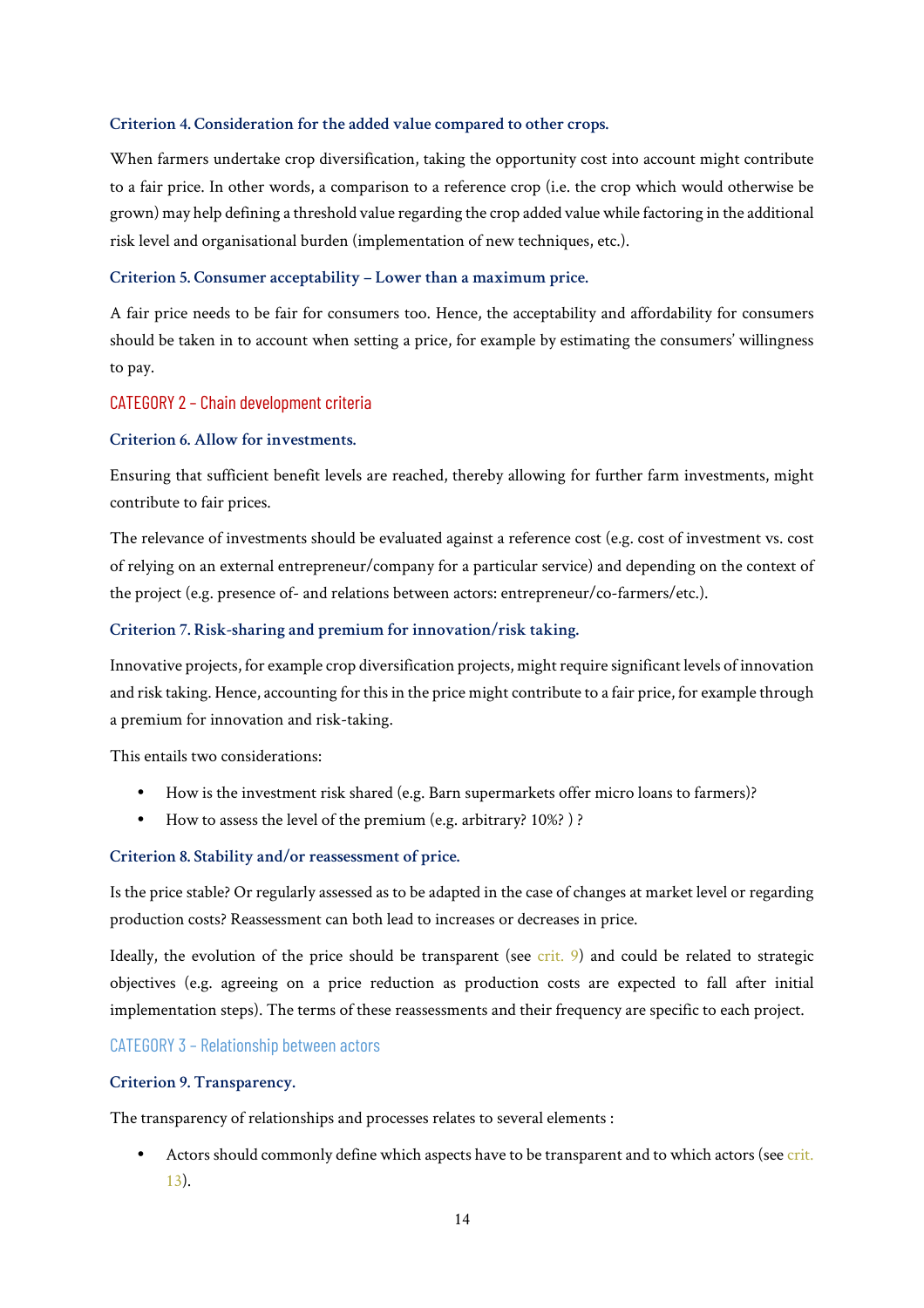#### Criterion 4. Consideration for the added value compared to other crops.

When farmers undertake crop diversification, taking the opportunity cost into account might contribute to a fair price. In other words, a comparison to a reference crop (i.e. the crop which would otherwise be grown) may help defining a threshold value regarding the crop added value while factoring in the additional risk level and organisational burden (implementation of new techniques, etc.).

#### Criterion 5. Consumer acceptability – Lower than a maximum price.

A fair price needs to be fair for consumers too. Hence, the acceptability and affordability for consumers should be taken in to account when setting a price, for example by estimating the consumers' willingness to pay.

### CATEGORY 2 – Chain development criteria

#### Criterion 6. Allow for investments.

Ensuring that sufficient benefit levels are reached, thereby allowing for further farm investments, might contribute to fair prices.

The relevance of investments should be evaluated against a reference cost (e.g. cost of investment vs. cost of relying on an external entrepreneur/company for a particular service) and depending on the context of the project (e.g. presence of- and relations between actors: entrepreneur/co-farmers/etc.).

#### Criterion 7. Risk-sharing and premium for innovation/risk taking.

Innovative projects, for example crop diversification projects, might require significant levels of innovation and risk taking. Hence, accounting for this in the price might contribute to a fair price, for example through a premium for innovation and risk-taking.

This entails two considerations:

- How is the investment risk shared (e.g. Barn supermarkets offer micro loans to farmers)?
- How to assess the level of the premium (e.g. arbitrary? 10%? ) ?

#### Criterion 8. Stability and/or reassessment of price.

Is the price stable? Or regularly assessed as to be adapted in the case of changes at market level or regarding production costs? Reassessment can both lead to increases or decreases in price.

Ideally, the evolution of the price should be transparent (see crit. 9) and could be related to strategic objectives (e.g. agreeing on a price reduction as production costs are expected to fall after initial implementation steps). The terms of these reassessments and their frequency are specific to each project.

### CATEGORY 3 – Relationship between actors

#### Criterion 9. Transparency.

The transparency of relationships and processes relates to several elements :

- Actors should commonly define which aspects have to be transparent and to which actors (see crit. 13).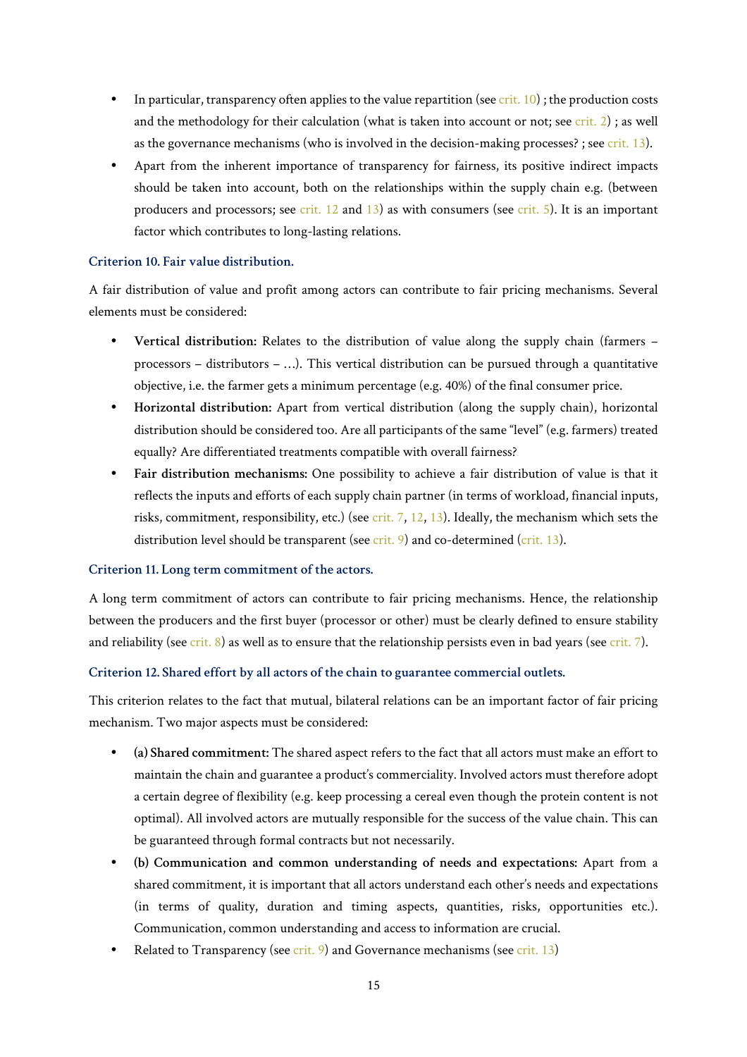- In particular, transparency often applies to the value repartition (see crit. 10) ; the production costs and the methodology for their calculation (what is taken into account or not; see crit. 2) ; as well as the governance mechanisms (who is involved in the decision-making processes? ; see crit. 13).
- Apart from the inherent importance of transparency for fairness, its positive indirect impacts should be taken into account, both on the relationships within the supply chain e.g. (between producers and processors; see crit. 12 and 13) as with consumers (see crit. 5). It is an important factor which contributes to long-lasting relations.

### Criterion 10. Fair value distribution.

A fair distribution of value and profit among actors can contribute to fair pricing mechanisms. Several elements must be considered:

- **Vertical distribution:** Relates to the distribution of value along the supply chain (farmers – processors – distributors – …). This vertical distribution can be pursued through a quantitative objective, i.e. the farmer gets a minimum percentage (e.g. 40%) of the final consumer price.
- **Horizontal distribution:** Apart from vertical distribution (along the supply chain), horizontal distribution should be considered too. Are all participants of the same "level" (e.g. farmers) treated equally? Are differentiated treatments compatible with overall fairness?
- **Fair distribution mechanisms:** One possibility to achieve a fair distribution of value is that it reflects the inputs and efforts of each supply chain partner (in terms of workload, financial inputs, risks, commitment, responsibility, etc.) (see crit. 7, 12, 13). Ideally, the mechanism which sets the distribution level should be transparent (see crit. 9) and co-determined (crit. 13).

### Criterion 11. Long term commitment of the actors.

A long term commitment of actors can contribute to fair pricing mechanisms. Hence, the relationship between the producers and the first buyer (processor or other) must be clearly defined to ensure stability and reliability (see crit. 8) as well as to ensure that the relationship persists even in bad years (see crit. 7).

### Criterion 12. Shared effort by all actors of the chain to guarantee commercial outlets.

This criterion relates to the fact that mutual, bilateral relations can be an important factor of fair pricing mechanism. Two major aspects must be considered:

- **(a) Shared commitment:** The shared aspect refers to the fact that all actors must make an effort to maintain the chain and guarantee a product's commerciality. Involved actors must therefore adopt a certain degree of flexibility (e.g. keep processing a cereal even though the protein content is not optimal). All involved actors are mutually responsible for the success of the value chain. This can be guaranteed through formal contracts but not necessarily.
- **(b) Communication and common understanding of needs and expectations:** Apart from a shared commitment, it is important that all actors understand each other's needs and expectations (in terms of quality, duration and timing aspects, quantities, risks, opportunities etc.). Communication, common understanding and access to information are crucial.
- Related to Transparency (see crit. 9) and Governance mechanisms (see crit. 13)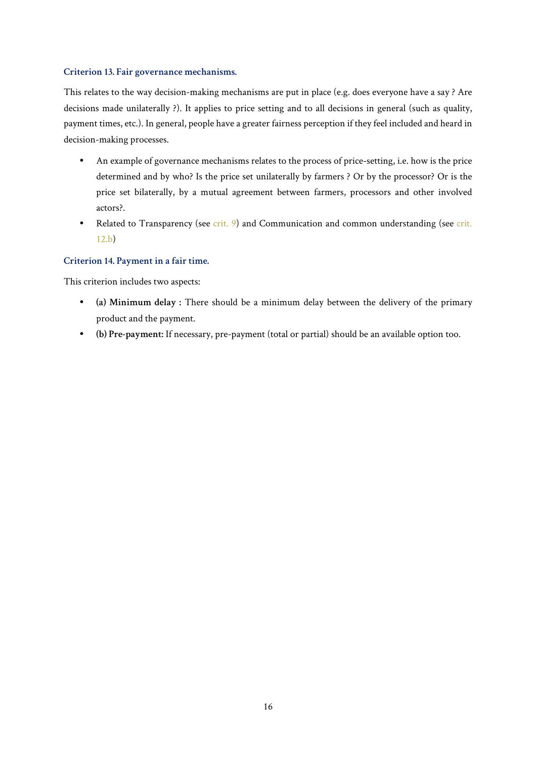### Criterion 13. Fair governance mechanisms.

This relates to the way decision-making mechanisms are put in place (e.g. does everyone have a say ? Are decisions made unilaterally ?). It applies to price setting and to all decisions in general (such as quality, payment times, etc.). In general, people have a greater fairness perception if they feel included and heard in decision-making processes.

- An example of governance mechanisms relates to the process of price-setting, i.e. how is the price determined and by who? Is the price set unilaterally by farmers ? Or by the processor? Or is the price set bilaterally, by a mutual agreement between farmers, processors and other involved actors?.
- Related to Transparency (see crit. 9) and Communication and common understanding (see crit. 12.b)

### Criterion 14. Payment in a fair time.

This criterion includes two aspects:

- **(a) Minimum delay :** There should be a minimum delay between the delivery of the primary product and the payment.
- **(b) Pre-payment:** If necessary, pre-payment (total or partial) should be an available option too.